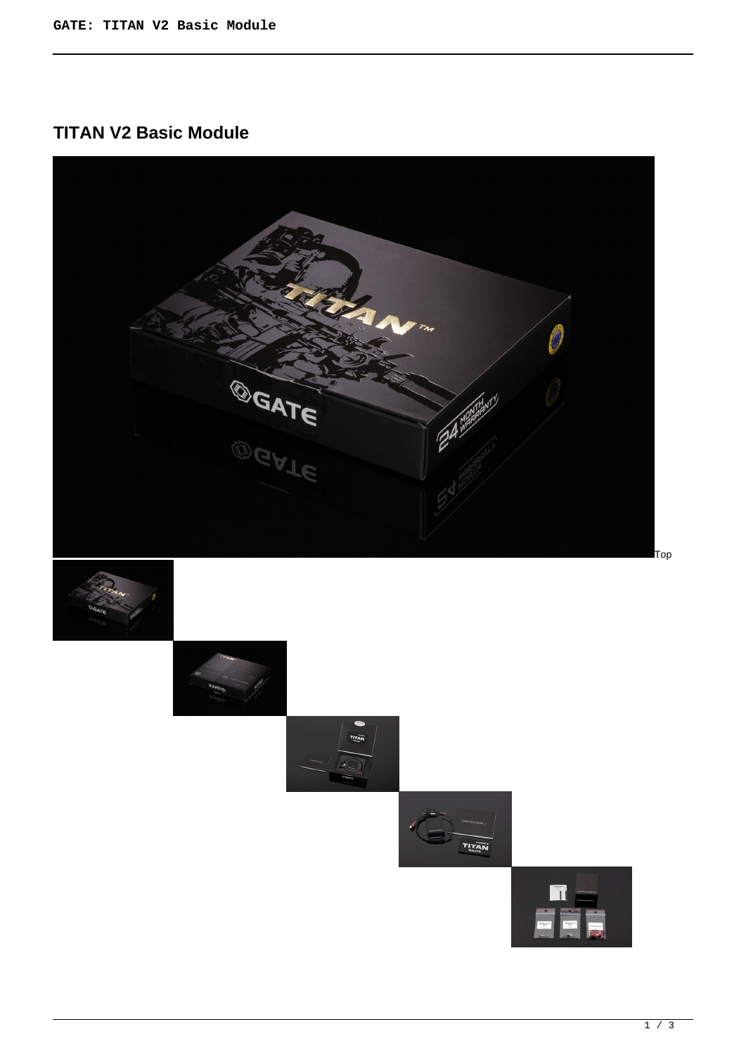# TITAN V2 Basic Module

Top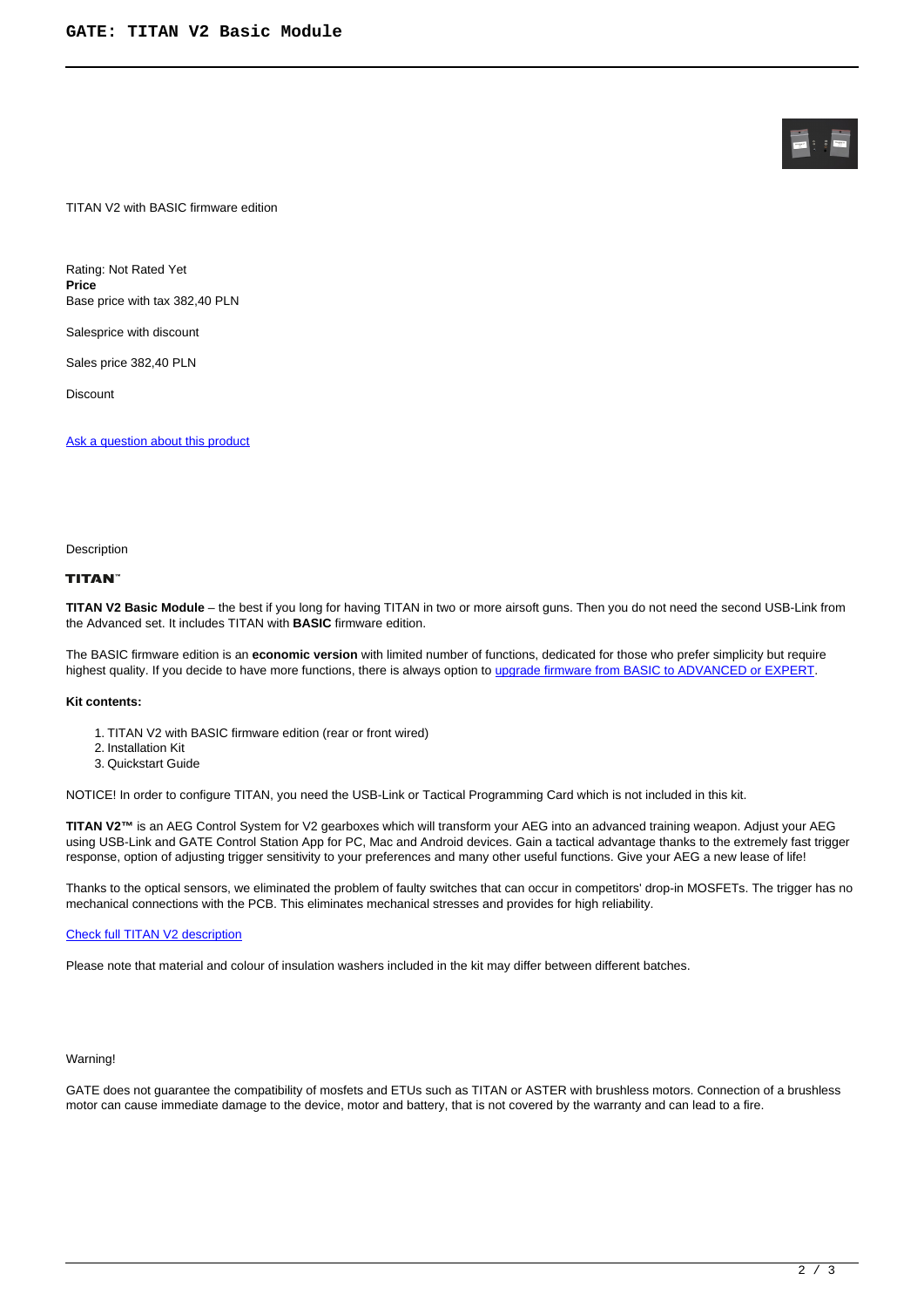TITAN V2 with BASIC firmware edition

Rating: Not Rated Yet
**Price**
Base price with tax 382,40 PLN

Salesprice with discount

Sales price 382,40 PLN

Discount

[Ask a question about this product]

Description

**TITAN™**

**TITAN V2 Basic Module** – the best if you long for having TITAN in two or more airsoft guns. Then you do not need the second USB-Link from the Advanced set. It includes TITAN with **BASIC** firmware edition.

The BASIC firmware edition is an **economic version** with limited number of functions, dedicated for those who prefer simplicity but require highest quality. If you decide to have more functions, there is always option to [upgrade firmware from BASIC to ADVANCED or EXPERT].

**Kit contents:**

1. TITAN V2 with BASIC firmware edition (rear or front wired)
2. Installation Kit
3. Quickstart Guide

NOTICE! In order to configure TITAN, you need the USB-Link or Tactical Programming Card which is not included in this kit.

**TITAN V2™** is an AEG Control System for V2 gearboxes which will transform your AEG into an advanced training weapon. Adjust your AEG using USB-Link and GATE Control Station App for PC, Mac and Android devices. Gain a tactical advantage thanks to the extremely fast trigger response, option of adjusting trigger sensitivity to your preferences and many other useful functions. Give your AEG a new lease of life!

Thanks to the optical sensors, we eliminated the problem of faulty switches that can occur in competitors' drop-in MOSFETs. The trigger has no mechanical connections with the PCB. This eliminates mechanical stresses and provides for high reliability.

[Check full TITAN V2 description]

Please note that material and colour of insulation washers included in the kit may differ between different batches.

Warning!

GATE does not guarantee the compatibility of mosfets and ETUs such as TITAN or ASTER with brushless motors. Connection of a brushless motor can cause immediate damage to the device, motor and battery, that is not covered by the warranty and can lead to a fire.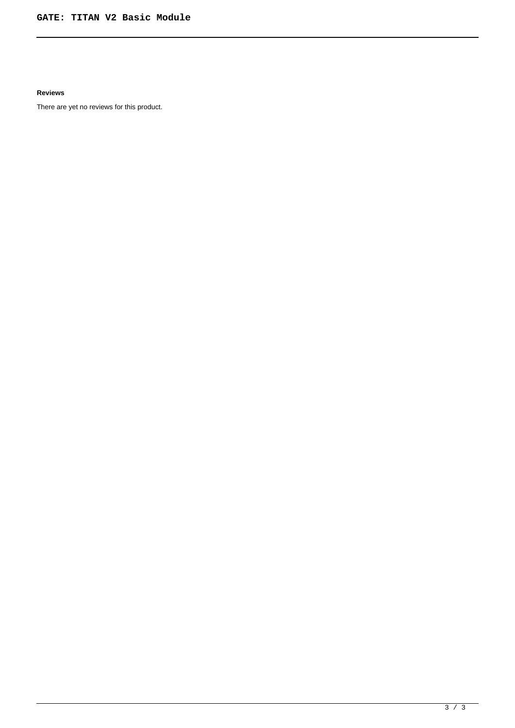**Reviews**

There are yet no reviews for this product.